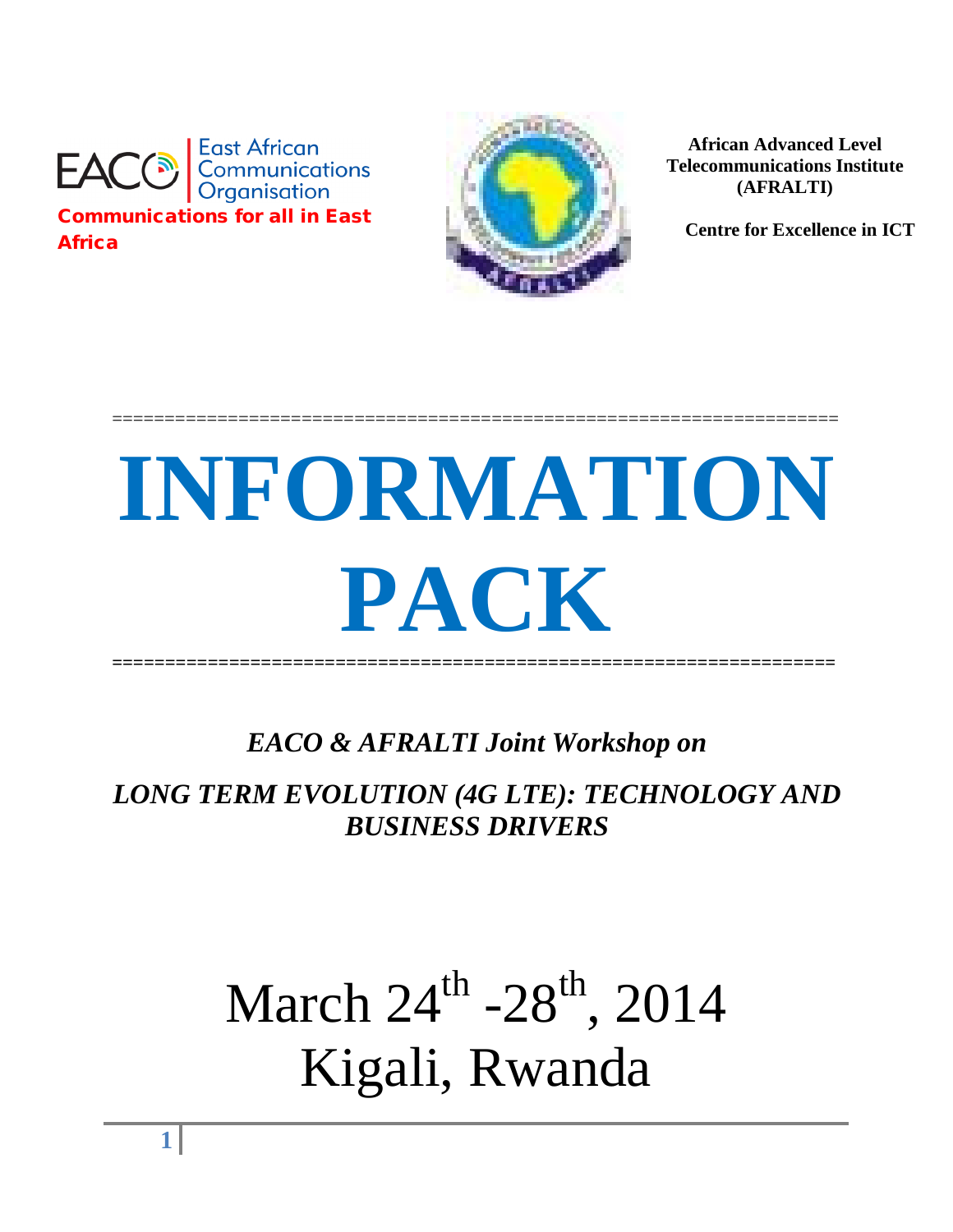EACO | East African Communications Organisation

**Communications for all in East Africa**

**African Advanced Level Telecommunications Institute (AFRALTI)**

**Centre for Excellence in ICT**

# INFORMATION PACK

***EACO & AFRALTI Joint Workshop on***

***LONG TERM EVOLUTION (4G LTE): TECHNOLOGY AND BUSINESS DRIVERS***

March 24th -28th, 2014

Kigali, Rwanda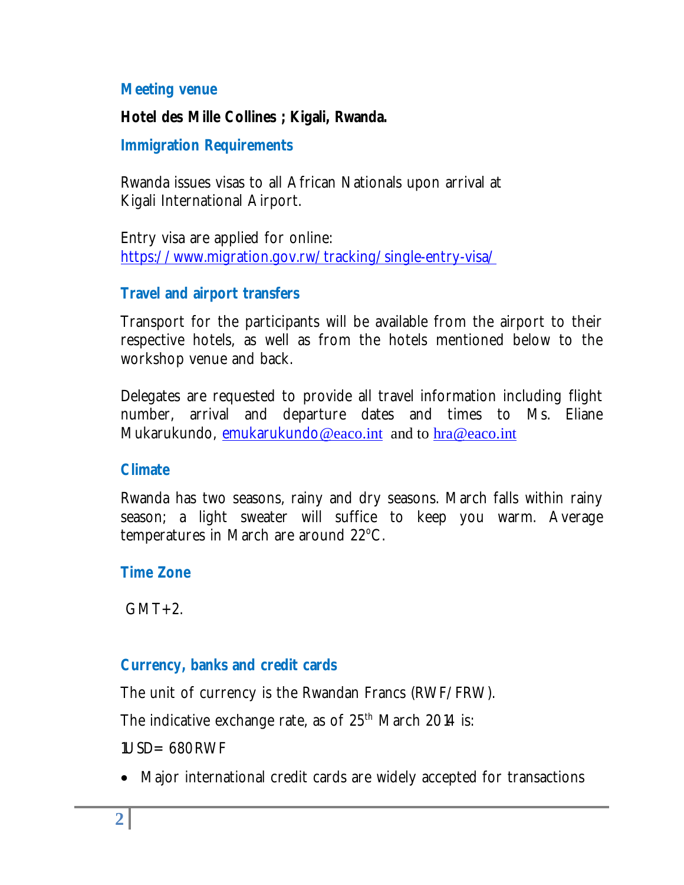## Meeting venue

**Hotel des Mille Collines ; Kigali, Rwanda.**

## Immigration Requirements

Rwanda issues visas to all African Nationals upon arrival at Kigali International Airport.

Entry visa are applied for online: https://www.migration.gov.rw/tracking/single-entry-visa/

## Travel and airport transfers

Transport for the participants will be available from the airport to their respective hotels, as well as from the hotels mentioned below to the workshop venue and back.

Delegates are requested to provide all travel information including flight number, arrival and departure dates and times to Ms. Eliane Mukarukundo, emukarukundo@eaco.int and to hra@eaco.int

## Climate

Rwanda has two seasons, rainy and dry seasons. March falls within rainy season; a light sweater will suffice to keep you warm. Average temperatures in March are around 22°C.

## Time Zone

GMT+2.

## Currency, banks and credit cards

The unit of currency is the Rwandan Francs (RWF/FRW).

The indicative exchange rate, as of 25th March 2014 is:

1USD= 680RWF

- Major international credit cards are widely accepted for transactions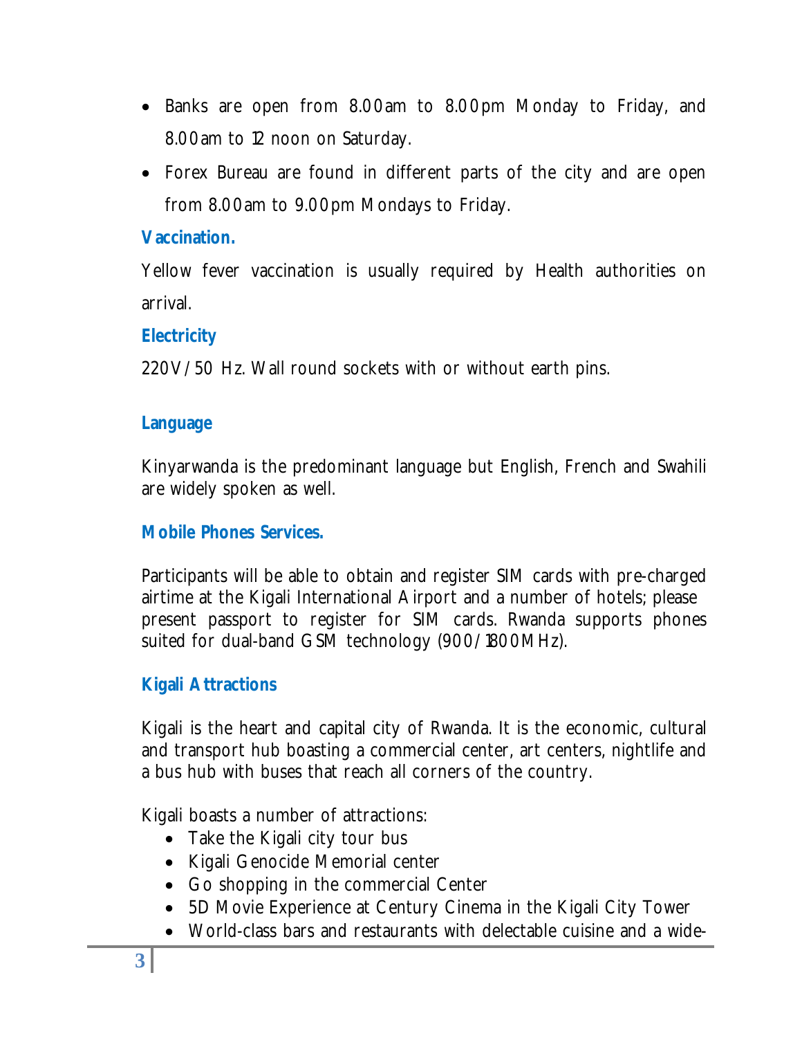- Banks are open from 8.00am to 8.00pm Monday to Friday, and 8.00am to 12 noon on Saturday.
- Forex Bureau are found in different parts of the city and are open from 8.00am to 9.00pm Mondays to Friday.

### Vaccination.

Yellow fever vaccination is usually required by Health authorities on arrival.

### Electricity

220V/50 Hz. Wall round sockets with or without earth pins.

### Language

Kinyarwanda is the predominant language but English, French and Swahili are widely spoken as well.

### Mobile Phones Services.

Participants will be able to obtain and register SIM cards with pre-charged airtime at the Kigali International Airport and a number of hotels; please present passport to register for SIM cards. Rwanda supports phones suited for dual-band GSM technology (900/1800MHz).

### Kigali Attractions

Kigali is the heart and capital city of Rwanda. It is the economic, cultural and transport hub boasting a commercial center, art centers, nightlife and a bus hub with buses that reach all corners of the country.

Kigali boasts a number of attractions:

- Take the Kigali city tour bus
- Kigali Genocide Memorial center
- Go shopping in the commercial Center
- 5D Movie Experience at Century Cinema in the Kigali City Tower
- World-class bars and restaurants with delectable cuisine and a wide-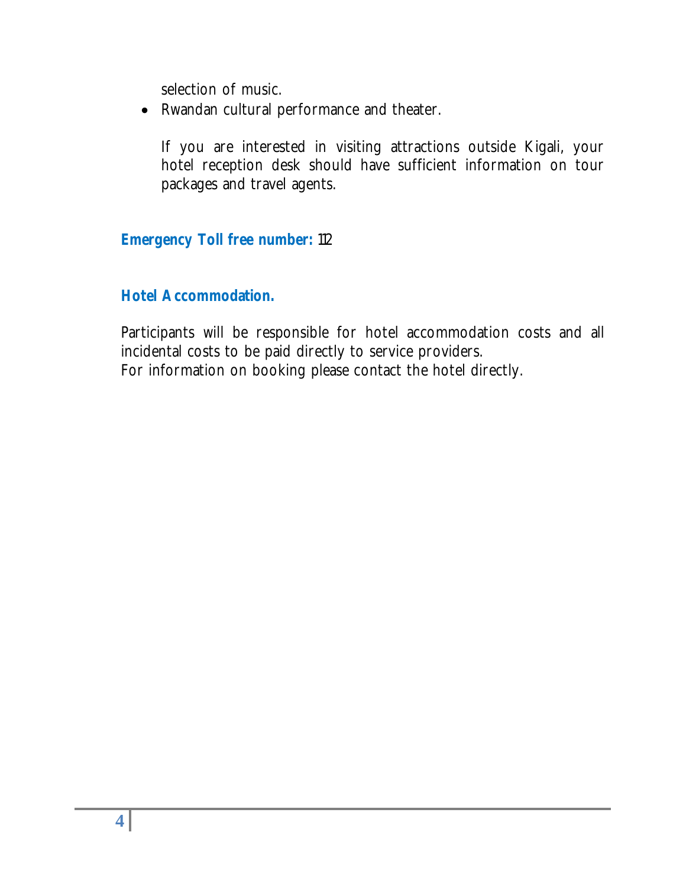selection of music.

- Rwandan cultural performance and theater.

  If you are interested in visiting attractions outside Kigali, your hotel reception desk should have sufficient information on tour packages and travel agents.

**Emergency Toll free number:** 112

## Hotel Accommodation.

Participants will be responsible for hotel accommodation costs and all incidental costs to be paid directly to service providers.
For information on booking please contact the hotel directly.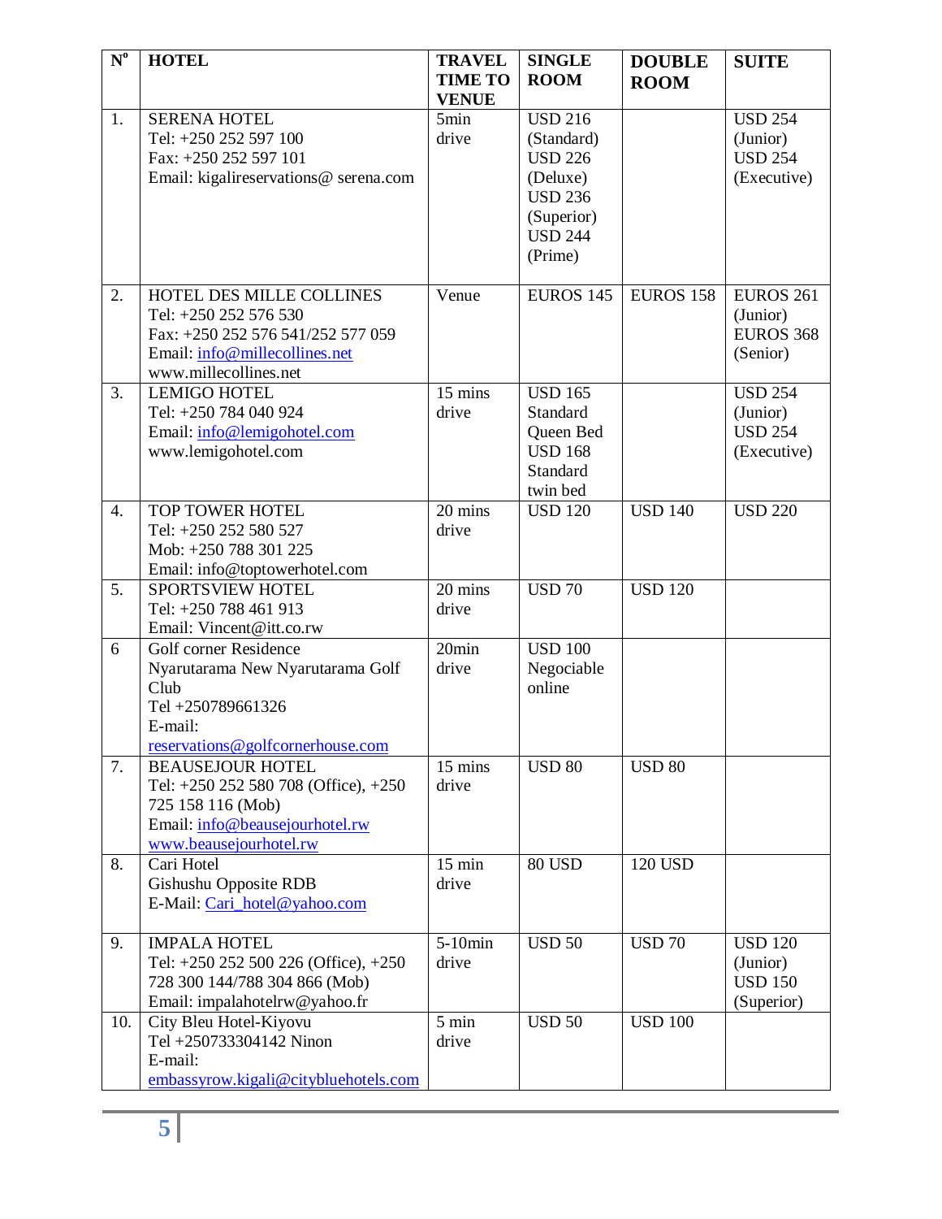| N° | HOTEL | TRAVEL TIME TO VENUE | SINGLE ROOM | DOUBLE ROOM | SUITE |
|---|---|---|---|---|---|
| 1. | SERENA HOTEL<br>Tel: +250 252 597 100<br>Fax: +250 252 597 101<br>Email: kigalireservations@ serena.com | 5min drive | USD 216 (Standard)<br>USD 226 (Deluxe)<br>USD 236 (Superior)<br>USD 244 (Prime) | | USD 254 (Junior)<br>USD 254 (Executive) |
| 2. | HOTEL DES MILLE COLLINES<br>Tel: +250 252 576 530<br>Fax: +250 252 576 541/252 577 059<br>Email: info@millecollines.net<br>www.millecollines.net | Venue | EUROS 145 | EUROS 158 | EUROS 261 (Junior)<br>EUROS 368 (Senior) |
| 3. | LEMIGO HOTEL<br>Tel: +250 784 040 924<br>Email: info@lemigohotel.com<br>www.lemigohotel.com | 15 mins drive | USD 165 Standard Queen Bed<br>USD 168 Standard twin bed | | USD 254 (Junior)<br>USD 254 (Executive) |
| 4. | TOP TOWER HOTEL<br>Tel: +250 252 580 527<br>Mob: +250 788 301 225<br>Email: info@toptowerhotel.com | 20 mins drive | USD 120 | USD 140 | USD 220 |
| 5. | SPORTSVIEW HOTEL<br>Tel: +250 788 461 913<br>Email: Vincent@itt.co.rw | 20 mins drive | USD 70 | USD 120 | |
| 6 | Golf corner Residence<br>Nyarutarama New Nyarutarama Golf Club<br>Tel +250789661326<br>E-mail: reservations@golfcornerhouse.com | 20min drive | USD 100 Negociable online | | |
| 7. | BEAUSEJOUR HOTEL<br>Tel: +250 252 580 708 (Office), +250 725 158 116 (Mob)<br>Email: info@beausejourhotel.rw<br>www.beausejourhotel.rw | 15 mins drive | USD 80 | USD 80 | |
| 8. | Cari Hotel<br>Gishushu Opposite RDB<br>E-Mail: Cari_hotel@yahoo.com | 15 min drive | 80 USD | 120 USD | |
| 9. | IMPALA HOTEL<br>Tel: +250 252 500 226 (Office), +250 728 300 144/788 304 866 (Mob)<br>Email: impalahotelrw@yahoo.fr | 5-10min drive | USD 50 | USD 70 | USD 120 (Junior)<br>USD 150 (Superior) |
| 10. | City Bleu Hotel-Kiyovu<br>Tel +250733304142 Ninon<br>E-mail: embassyrow.kigali@citybluehotels.com | 5 min drive | USD 50 | USD 100 | |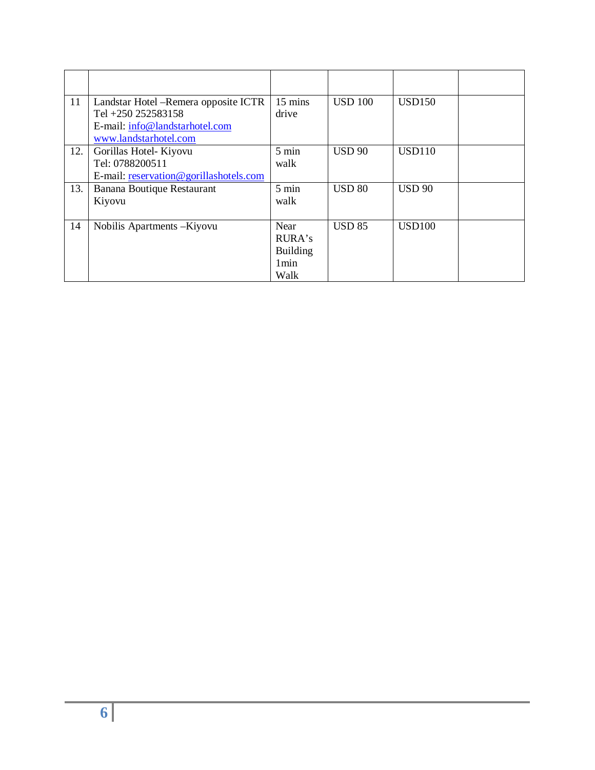| | | | | | |
|---|---|---|---|---|---|
| 11 | Landstar Hotel –Remera opposite ICTR<br>Tel +250 252583158<br>E-mail: info@landstarhotel.com<br>www.landstarhotel.com | 15 mins drive | USD 100 | USD150 | |
| 12. | Gorillas Hotel- Kiyovu<br>Tel: 0788200511<br>E-mail: reservation@gorillashotels.com | 5 min walk | USD 90 | USD110 | |
| 13. | Banana Boutique Restaurant<br>Kiyovu | 5 min walk | USD 80 | USD 90 | |
| 14 | Nobilis Apartments –Kiyovu | Near RURA's Building 1min Walk | USD 85 | USD100 | |